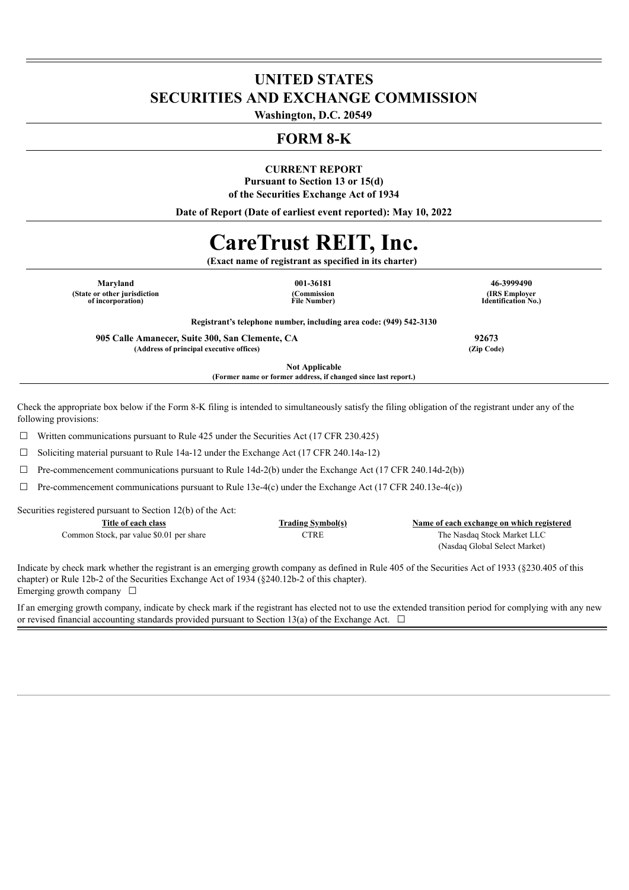# UNITED STATES
# SECURITIES AND EXCHANGE COMMISSION

**Washington, D.C. 20549**

## FORM 8-K

**CURRENT REPORT**
**Pursuant to Section 13 or 15(d)**
**of the Securities Exchange Act of 1934**

**Date of Report (Date of earliest event reported): May 10, 2022**

# CareTrust REIT, Inc.

**(Exact name of registrant as specified in its charter)**

| **Maryland** | **001-36181** | **46-3999490** |
|---|---|---|
| **(State or other jurisdiction of incorporation)** | **(Commission File Number)** | **(IRS Employer Identification No.)** |

**Registrant's telephone number, including area code: (949) 542-3130**

| **905 Calle Amanecer, Suite 300, San Clemente, CA** | **92673** |
|---|---|
| **(Address of principal executive offices)** | **(Zip Code)** |

**Not Applicable**
**(Former name or former address, if changed since last report.)**

Check the appropriate box below if the Form 8-K filing is intended to simultaneously satisfy the filing obligation of the registrant under any of the following provisions:

☐ Written communications pursuant to Rule 425 under the Securities Act (17 CFR 230.425)

☐ Soliciting material pursuant to Rule 14a-12 under the Exchange Act (17 CFR 240.14a-12)

☐ Pre-commencement communications pursuant to Rule 14d-2(b) under the Exchange Act (17 CFR 240.14d-2(b))

☐ Pre-commencement communications pursuant to Rule 13e-4(c) under the Exchange Act (17 CFR 240.13e-4(c))

Securities registered pursuant to Section 12(b) of the Act:

| Title of each class | Trading Symbol(s) | Name of each exchange on which registered |
|---|---|---|
| Common Stock, par value $0.01 per share | CTRE | The Nasdaq Stock Market LLC (Nasdaq Global Select Market) |

Indicate by check mark whether the registrant is an emerging growth company as defined in Rule 405 of the Securities Act of 1933 (§230.405 of this chapter) or Rule 12b-2 of the Securities Exchange Act of 1934 (§240.12b-2 of this chapter).
Emerging growth company ☐

If an emerging growth company, indicate by check mark if the registrant has elected not to use the extended transition period for complying with any new or revised financial accounting standards provided pursuant to Section 13(a) of the Exchange Act. ☐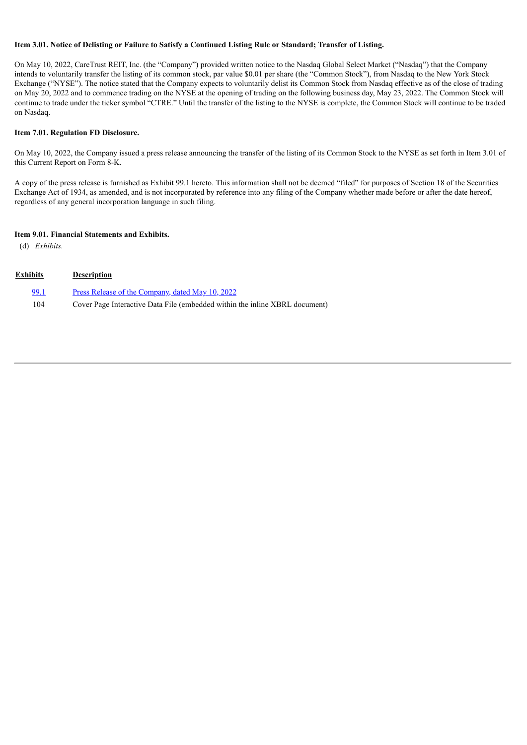**Item 3.01. Notice of Delisting or Failure to Satisfy a Continued Listing Rule or Standard; Transfer of Listing.**

On May 10, 2022, CareTrust REIT, Inc. (the "Company") provided written notice to the Nasdaq Global Select Market ("Nasdaq") that the Company intends to voluntarily transfer the listing of its common stock, par value $0.01 per share (the "Common Stock"), from Nasdaq to the New York Stock Exchange ("NYSE"). The notice stated that the Company expects to voluntarily delist its Common Stock from Nasdaq effective as of the close of trading on May 20, 2022 and to commence trading on the NYSE at the opening of trading on the following business day, May 23, 2022. The Common Stock will continue to trade under the ticker symbol "CTRE." Until the transfer of the listing to the NYSE is complete, the Common Stock will continue to be traded on Nasdaq.

**Item 7.01. Regulation FD Disclosure.**

On May 10, 2022, the Company issued a press release announcing the transfer of the listing of its Common Stock to the NYSE as set forth in Item 3.01 of this Current Report on Form 8-K.

A copy of the press release is furnished as Exhibit 99.1 hereto. This information shall not be deemed "filed" for purposes of Section 18 of the Securities Exchange Act of 1934, as amended, and is not incorporated by reference into any filing of the Company whether made before or after the date hereof, regardless of any general incorporation language in such filing.

**Item 9.01. Financial Statements and Exhibits.**

(d) *Exhibits.*

| Exhibits | Description |
|---|---|
| 99.1 | Press Release of the Company, dated May 10, 2022 |
| 104 | Cover Page Interactive Data File (embedded within the inline XBRL document) |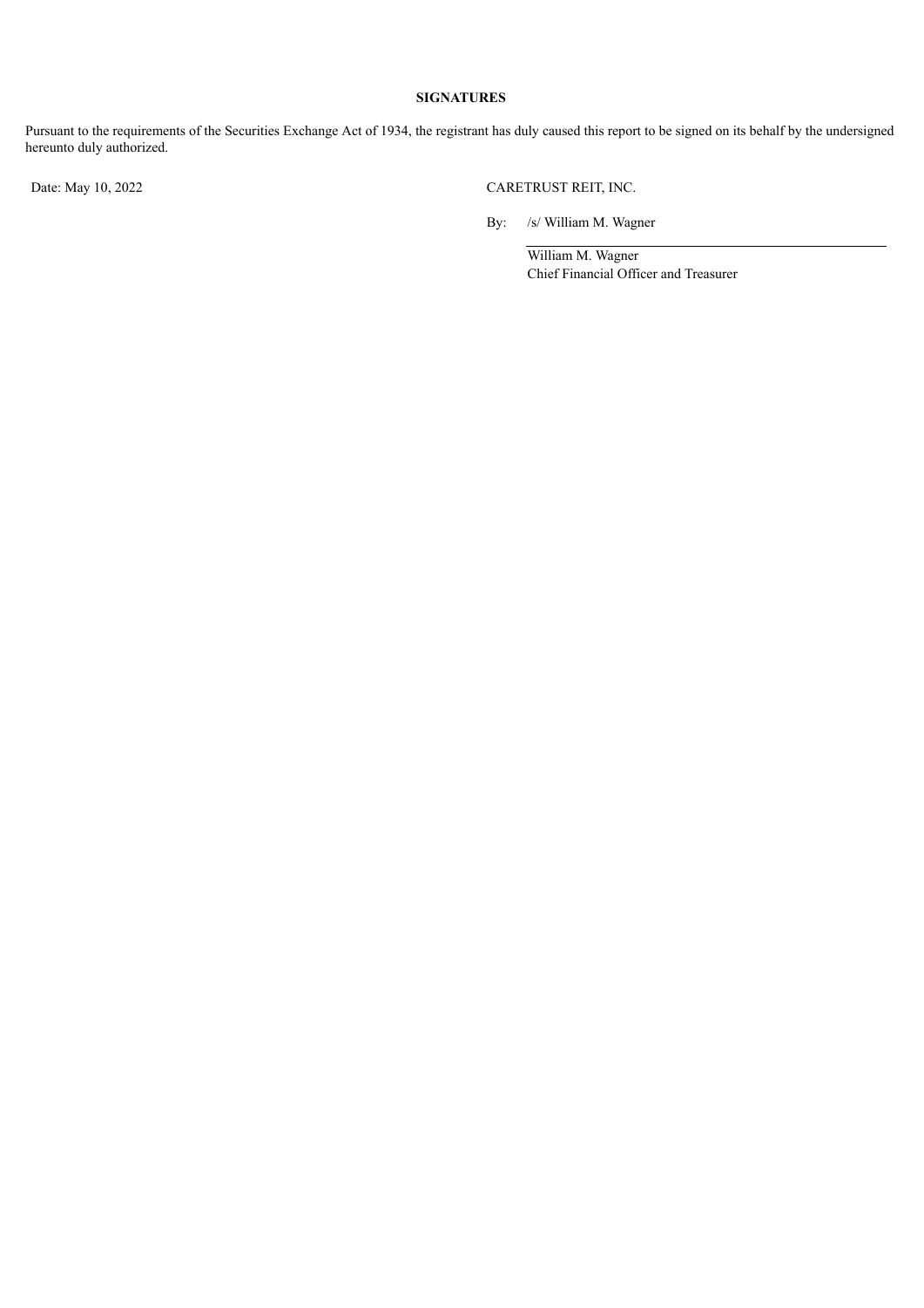**SIGNATURES**

Pursuant to the requirements of the Securities Exchange Act of 1934, the registrant has duly caused this report to be signed on its behalf by the undersigned hereunto duly authorized.

| | |
|---|---|
| Date: May 10, 2022 | CARETRUST REIT, INC. |
| | By: /s/ William M. Wagner |
| | William M. Wagner |
| | Chief Financial Officer and Treasurer |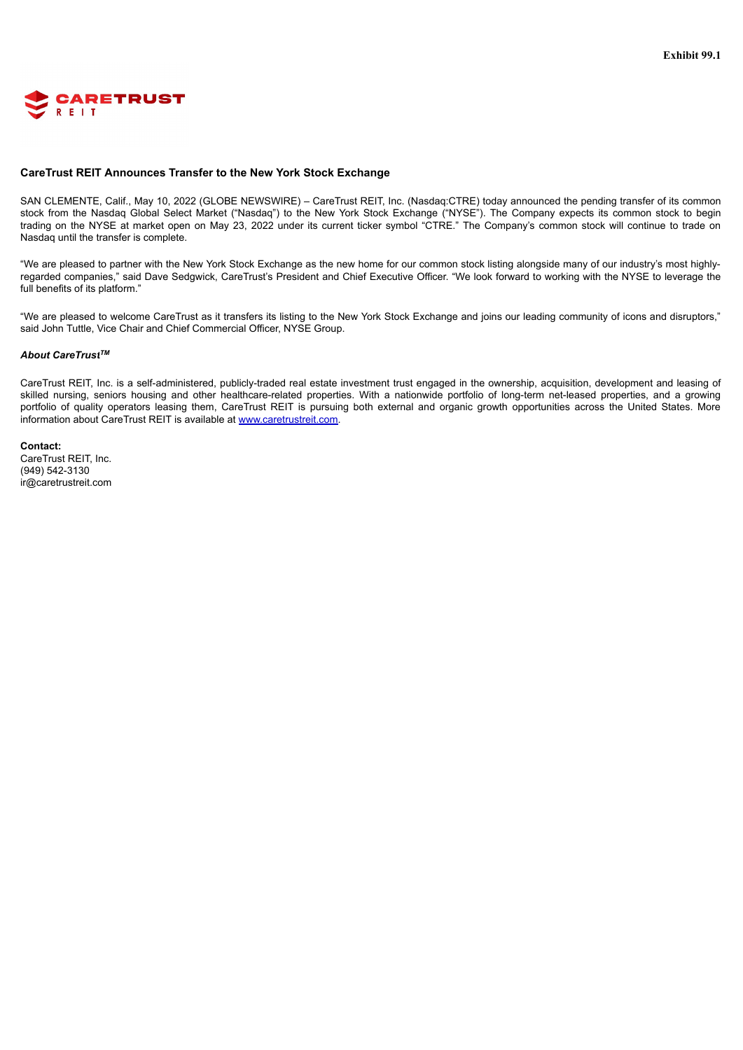Exhibit 99.1

CARETRUST REIT

**CareTrust REIT Announces Transfer to the New York Stock Exchange**

SAN CLEMENTE, Calif., May 10, 2022 (GLOBE NEWSWIRE) – CareTrust REIT, Inc. (Nasdaq:CTRE) today announced the pending transfer of its common stock from the Nasdaq Global Select Market ("Nasdaq") to the New York Stock Exchange ("NYSE"). The Company expects its common stock to begin trading on the NYSE at market open on May 23, 2022 under its current ticker symbol "CTRE." The Company's common stock will continue to trade on Nasdaq until the transfer is complete.

"We are pleased to partner with the New York Stock Exchange as the new home for our common stock listing alongside many of our industry's most highly-regarded companies," said Dave Sedgwick, CareTrust's President and Chief Executive Officer. "We look forward to working with the NYSE to leverage the full benefits of its platform."

"We are pleased to welcome CareTrust as it transfers its listing to the New York Stock Exchange and joins our leading community of icons and disruptors," said John Tuttle, Vice Chair and Chief Commercial Officer, NYSE Group.

***About CareTrust™***

CareTrust REIT, Inc. is a self-administered, publicly-traded real estate investment trust engaged in the ownership, acquisition, development and leasing of skilled nursing, seniors housing and other healthcare-related properties. With a nationwide portfolio of long-term net-leased properties, and a growing portfolio of quality operators leasing them, CareTrust REIT is pursuing both external and organic growth opportunities across the United States. More information about CareTrust REIT is available at www.caretrustreit.com.

**Contact:**
CareTrust REIT, Inc.
(949) 542-3130
ir@caretrustreit.com